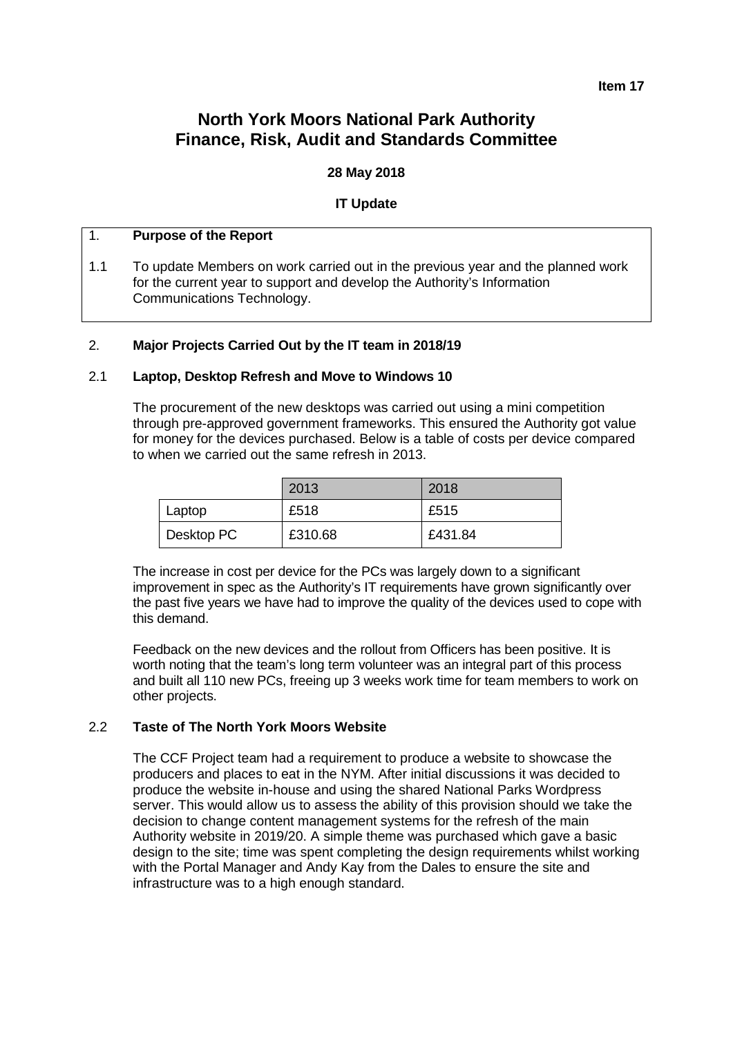**Item 17**

# North York Moors National Park Authority
# Finance, Risk, Audit and Standards Committee

**28 May 2018**

**IT Update**

## 1. Purpose of the Report

1.1 To update Members on work carried out in the previous year and the planned work for the current year to support and develop the Authority's Information Communications Technology.

## 2. Major Projects Carried Out by the IT team in 2018/19

### 2.1 Laptop, Desktop Refresh and Move to Windows 10

The procurement of the new desktops was carried out using a mini competition through pre-approved government frameworks. This ensured the Authority got value for money for the devices purchased. Below is a table of costs per device compared to when we carried out the same refresh in 2013.

| | 2013 | 2018 |
|---|---|---|
| Laptop | £518 | £515 |
| Desktop PC | £310.68 | £431.84 |

The increase in cost per device for the PCs was largely down to a significant improvement in spec as the Authority's IT requirements have grown significantly over the past five years we have had to improve the quality of the devices used to cope with this demand.

Feedback on the new devices and the rollout from Officers has been positive. It is worth noting that the team's long term volunteer was an integral part of this process and built all 110 new PCs, freeing up 3 weeks work time for team members to work on other projects.

### 2.2 Taste of The North York Moors Website

The CCF Project team had a requirement to produce a website to showcase the producers and places to eat in the NYM. After initial discussions it was decided to produce the website in-house and using the shared National Parks Wordpress server. This would allow us to assess the ability of this provision should we take the decision to change content management systems for the refresh of the main Authority website in 2019/20. A simple theme was purchased which gave a basic design to the site; time was spent completing the design requirements whilst working with the Portal Manager and Andy Kay from the Dales to ensure the site and infrastructure was to a high enough standard.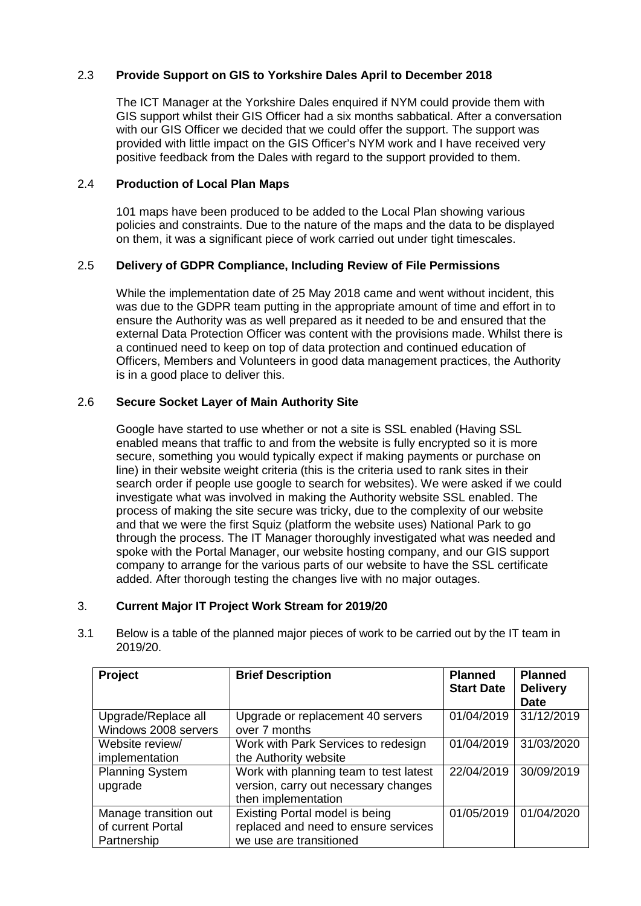### 2.3 **Provide Support on GIS to Yorkshire Dales April to December 2018**

The ICT Manager at the Yorkshire Dales enquired if NYM could provide them with GIS support whilst their GIS Officer had a six months sabbatical. After a conversation with our GIS Officer we decided that we could offer the support. The support was provided with little impact on the GIS Officer's NYM work and I have received very positive feedback from the Dales with regard to the support provided to them.

### 2.4 **Production of Local Plan Maps**

101 maps have been produced to be added to the Local Plan showing various policies and constraints. Due to the nature of the maps and the data to be displayed on them, it was a significant piece of work carried out under tight timescales.

### 2.5 **Delivery of GDPR Compliance, Including Review of File Permissions**

While the implementation date of 25 May 2018 came and went without incident, this was due to the GDPR team putting in the appropriate amount of time and effort in to ensure the Authority was as well prepared as it needed to be and ensured that the external Data Protection Officer was content with the provisions made. Whilst there is a continued need to keep on top of data protection and continued education of Officers, Members and Volunteers in good data management practices, the Authority is in a good place to deliver this.

### 2.6 **Secure Socket Layer of Main Authority Site**

Google have started to use whether or not a site is SSL enabled (Having SSL enabled means that traffic to and from the website is fully encrypted so it is more secure, something you would typically expect if making payments or purchase on line) in their website weight criteria (this is the criteria used to rank sites in their search order if people use google to search for websites). We were asked if we could investigate what was involved in making the Authority website SSL enabled. The process of making the site secure was tricky, due to the complexity of our website and that we were the first Squiz (platform the website uses) National Park to go through the process. The IT Manager thoroughly investigated what was needed and spoke with the Portal Manager, our website hosting company, and our GIS support company to arrange for the various parts of our website to have the SSL certificate added. After thorough testing the changes live with no major outages.

## 3. **Current Major IT Project Work Stream for 2019/20**

3.1 Below is a table of the planned major pieces of work to be carried out by the IT team in 2019/20.

| **Project** | **Brief Description** | **Planned Start Date** | **Planned Delivery Date** |
|---|---|---|---|
| Upgrade/Replace all Windows 2008 servers | Upgrade or replacement 40 servers over 7 months | 01/04/2019 | 31/12/2019 |
| Website review/ implementation | Work with Park Services to redesign the Authority website | 01/04/2019 | 31/03/2020 |
| Planning System upgrade | Work with planning team to test latest version, carry out necessary changes then implementation | 22/04/2019 | 30/09/2019 |
| Manage transition out of current Portal Partnership | Existing Portal model is being replaced and need to ensure services we use are transitioned | 01/05/2019 | 01/04/2020 |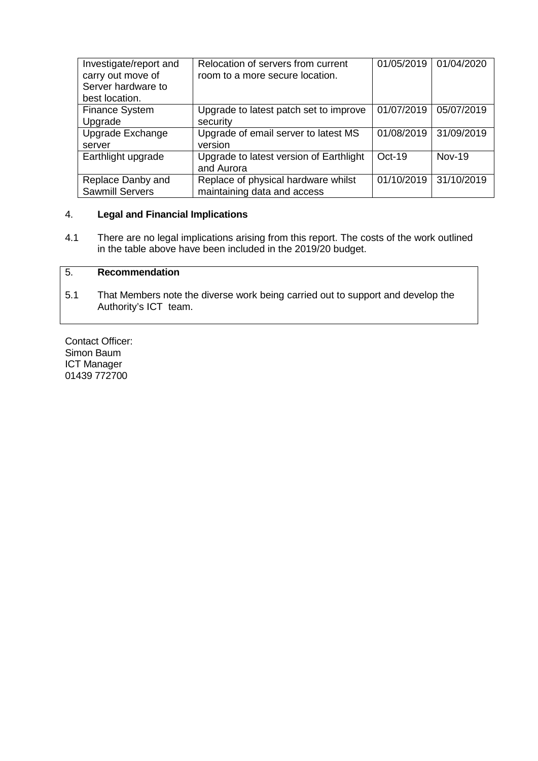| | | | |
|---|---|---|---|
| Investigate/report and carry out move of Server hardware to best location. | Relocation of servers from current room to a more secure location. | 01/05/2019 | 01/04/2020 |
| Finance System Upgrade | Upgrade to latest patch set to improve security | 01/07/2019 | 05/07/2019 |
| Upgrade Exchange server | Upgrade of email server to latest MS version | 01/08/2019 | 31/09/2019 |
| Earthlight upgrade | Upgrade to latest version of Earthlight and Aurora | Oct-19 | Nov-19 |
| Replace Danby and Sawmill Servers | Replace of physical hardware whilst maintaining data and access | 01/10/2019 | 31/10/2019 |

## 4. Legal and Financial Implications

4.1 There are no legal implications arising from this report. The costs of the work outlined in the table above have been included in the 2019/20 budget.

## 5. Recommendation

5.1 That Members note the diverse work being carried out to support and develop the Authority's ICT team.

Contact Officer:
Simon Baum
ICT Manager
01439 772700